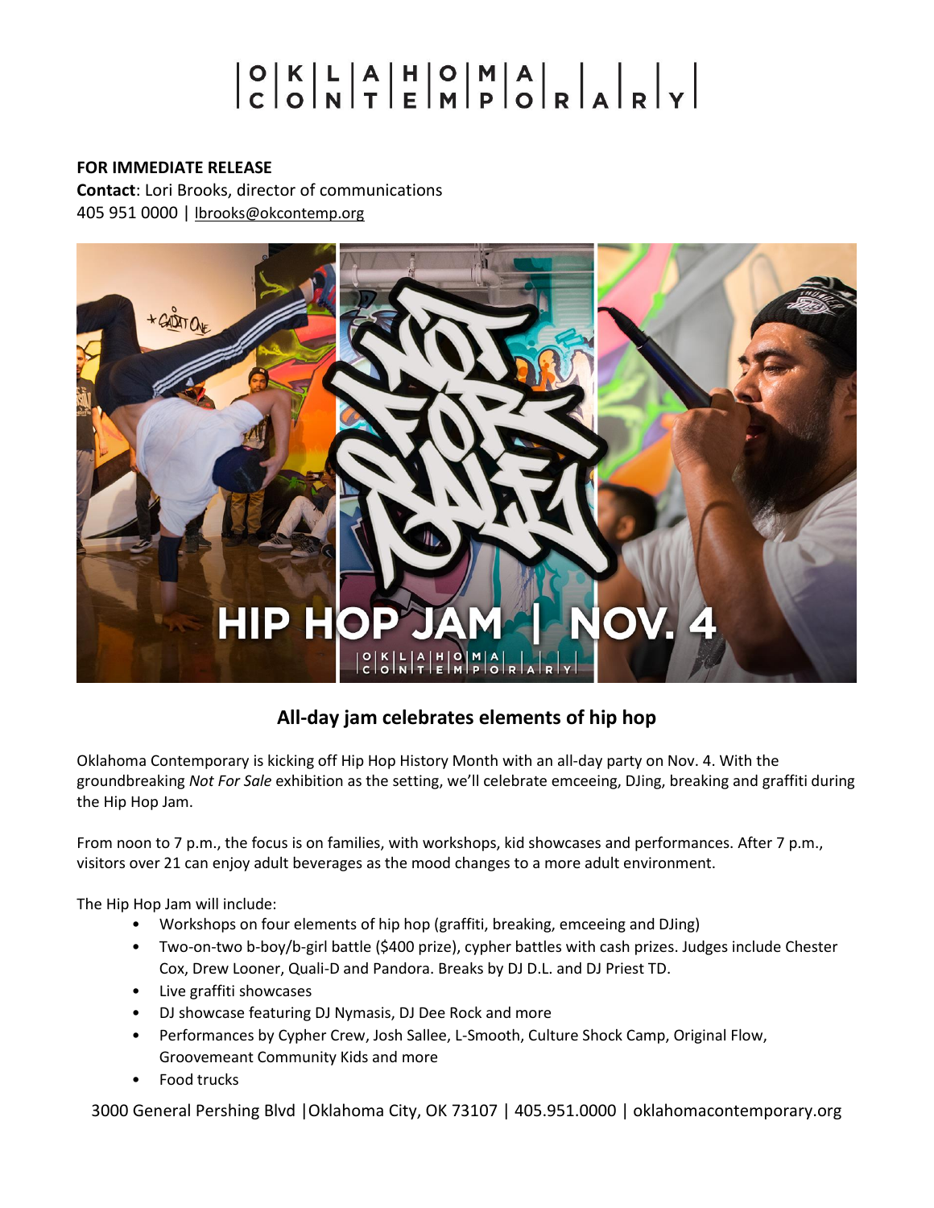OKLAHOMA CONTEMPORARY

**FOR IMMEDIATE RELEASE**
**Contact**: Lori Brooks, director of communications
405 951 0000 | lbrooks@okcontemp.org

## All-day jam celebrates elements of hip hop

Oklahoma Contemporary is kicking off Hip Hop History Month with an all-day party on Nov. 4. With the groundbreaking *Not For Sale* exhibition as the setting, we'll celebrate emceeing, DJing, breaking and graffiti during the Hip Hop Jam.

From noon to 7 p.m., the focus is on families, with workshops, kid showcases and performances. After 7 p.m., visitors over 21 can enjoy adult beverages as the mood changes to a more adult environment.

The Hip Hop Jam will include:

- Workshops on four elements of hip hop (graffiti, breaking, emceeing and DJing)
- Two-on-two b-boy/b-girl battle ($400 prize), cypher battles with cash prizes. Judges include Chester Cox, Drew Looner, Quali-D and Pandora. Breaks by DJ D.L. and DJ Priest TD.
- Live graffiti showcases
- DJ showcase featuring DJ Nymasis, DJ Dee Rock and more
- Performances by Cypher Crew, Josh Sallee, L-Smooth, Culture Shock Camp, Original Flow, Groovemeant Community Kids and more
- Food trucks

3000 General Pershing Blvd |Oklahoma City, OK 73107 | 405.951.0000 | oklahomacontemporary.org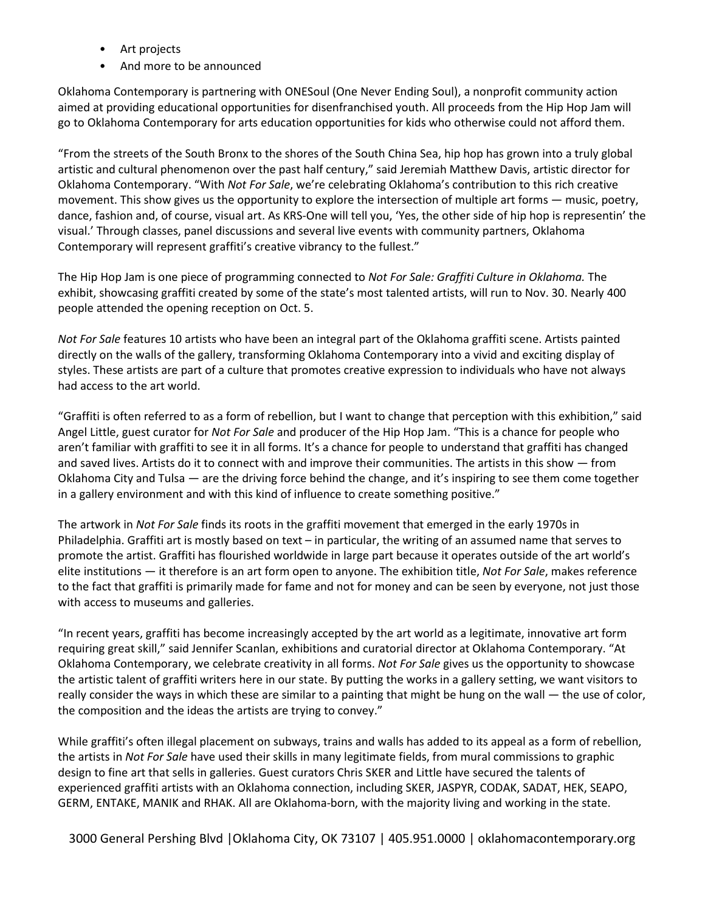- Art projects
- And more to be announced

Oklahoma Contemporary is partnering with ONESoul (One Never Ending Soul), a nonprofit community action aimed at providing educational opportunities for disenfranchised youth. All proceeds from the Hip Hop Jam will go to Oklahoma Contemporary for arts education opportunities for kids who otherwise could not afford them.

"From the streets of the South Bronx to the shores of the South China Sea, hip hop has grown into a truly global artistic and cultural phenomenon over the past half century," said Jeremiah Matthew Davis, artistic director for Oklahoma Contemporary. "With *Not For Sale*, we're celebrating Oklahoma's contribution to this rich creative movement. This show gives us the opportunity to explore the intersection of multiple art forms — music, poetry, dance, fashion and, of course, visual art. As KRS-One will tell you, 'Yes, the other side of hip hop is representin' the visual.' Through classes, panel discussions and several live events with community partners, Oklahoma Contemporary will represent graffiti's creative vibrancy to the fullest."

The Hip Hop Jam is one piece of programming connected to *Not For Sale: Graffiti Culture in Oklahoma.* The exhibit, showcasing graffiti created by some of the state's most talented artists, will run to Nov. 30. Nearly 400 people attended the opening reception on Oct. 5.

*Not For Sale* features 10 artists who have been an integral part of the Oklahoma graffiti scene. Artists painted directly on the walls of the gallery, transforming Oklahoma Contemporary into a vivid and exciting display of styles. These artists are part of a culture that promotes creative expression to individuals who have not always had access to the art world.

"Graffiti is often referred to as a form of rebellion, but I want to change that perception with this exhibition," said Angel Little, guest curator for *Not For Sale* and producer of the Hip Hop Jam. "This is a chance for people who aren't familiar with graffiti to see it in all forms. It's a chance for people to understand that graffiti has changed and saved lives. Artists do it to connect with and improve their communities. The artists in this show — from Oklahoma City and Tulsa — are the driving force behind the change, and it's inspiring to see them come together in a gallery environment and with this kind of influence to create something positive."

The artwork in *Not For Sale* finds its roots in the graffiti movement that emerged in the early 1970s in Philadelphia. Graffiti art is mostly based on text – in particular, the writing of an assumed name that serves to promote the artist. Graffiti has flourished worldwide in large part because it operates outside of the art world's elite institutions — it therefore is an art form open to anyone. The exhibition title, *Not For Sale*, makes reference to the fact that graffiti is primarily made for fame and not for money and can be seen by everyone, not just those with access to museums and galleries.

"In recent years, graffiti has become increasingly accepted by the art world as a legitimate, innovative art form requiring great skill," said Jennifer Scanlan, exhibitions and curatorial director at Oklahoma Contemporary. "At Oklahoma Contemporary, we celebrate creativity in all forms. *Not For Sale* gives us the opportunity to showcase the artistic talent of graffiti writers here in our state. By putting the works in a gallery setting, we want visitors to really consider the ways in which these are similar to a painting that might be hung on the wall — the use of color, the composition and the ideas the artists are trying to convey."

While graffiti's often illegal placement on subways, trains and walls has added to its appeal as a form of rebellion, the artists in *Not For Sale* have used their skills in many legitimate fields, from mural commissions to graphic design to fine art that sells in galleries. Guest curators Chris SKER and Little have secured the talents of experienced graffiti artists with an Oklahoma connection, including SKER, JASPYR, CODAK, SADAT, HEK, SEAPO, GERM, ENTAKE, MANIK and RHAK. All are Oklahoma-born, with the majority living and working in the state.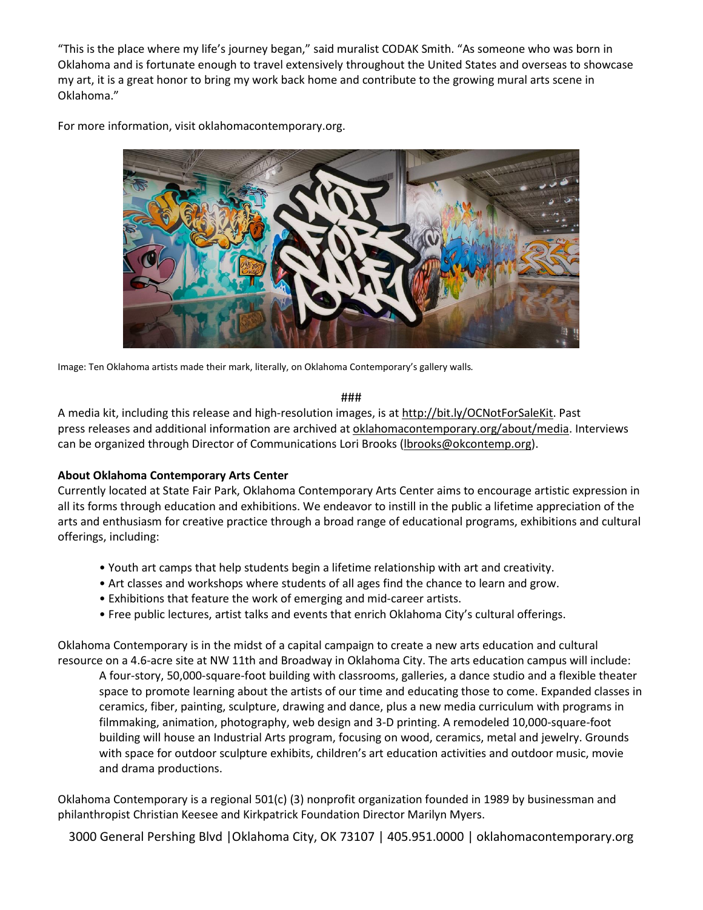"This is the place where my life's journey began," said muralist CODAK Smith. "As someone who was born in Oklahoma and is fortunate enough to travel extensively throughout the United States and overseas to showcase my art, it is a great honor to bring my work back home and contribute to the growing mural arts scene in Oklahoma."

For more information, visit oklahomacontemporary.org.

Image: Ten Oklahoma artists made their mark, literally, on Oklahoma Contemporary's gallery walls.

###

A media kit, including this release and high-resolution images, is at http://bit.ly/OCNotForSaleKit. Past press releases and additional information are archived at oklahomacontemporary.org/about/media. Interviews can be organized through Director of Communications Lori Brooks (lbrooks@okcontemp.org).

**About Oklahoma Contemporary Arts Center**

Currently located at State Fair Park, Oklahoma Contemporary Arts Center aims to encourage artistic expression in all its forms through education and exhibitions. We endeavor to instill in the public a lifetime appreciation of the arts and enthusiasm for creative practice through a broad range of educational programs, exhibitions and cultural offerings, including:

- Youth art camps that help students begin a lifetime relationship with art and creativity.
- Art classes and workshops where students of all ages find the chance to learn and grow.
- Exhibitions that feature the work of emerging and mid-career artists.
- Free public lectures, artist talks and events that enrich Oklahoma City's cultural offerings.

Oklahoma Contemporary is in the midst of a capital campaign to create a new arts education and cultural resource on a 4.6-acre site at NW 11th and Broadway in Oklahoma City. The arts education campus will include:

A four-story, 50,000-square-foot building with classrooms, galleries, a dance studio and a flexible theater space to promote learning about the artists of our time and educating those to come. Expanded classes in ceramics, fiber, painting, sculpture, drawing and dance, plus a new media curriculum with programs in filmmaking, animation, photography, web design and 3-D printing. A remodeled 10,000-square-foot building will house an Industrial Arts program, focusing on wood, ceramics, metal and jewelry. Grounds with space for outdoor sculpture exhibits, children's art education activities and outdoor music, movie and drama productions.

Oklahoma Contemporary is a regional 501(c) (3) nonprofit organization founded in 1989 by businessman and philanthropist Christian Keesee and Kirkpatrick Foundation Director Marilyn Myers.

3000 General Pershing Blvd |Oklahoma City, OK 73107 | 405.951.0000 | oklahomacontemporary.org